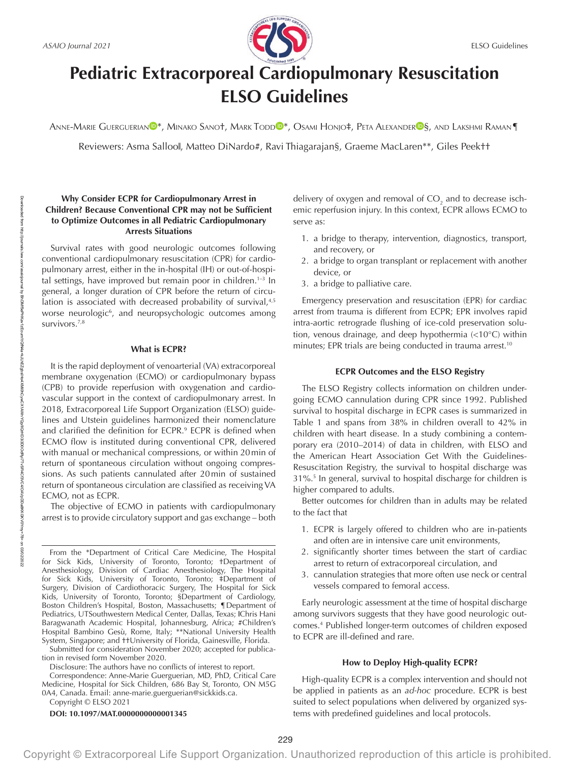# Pediatric Extracorporeal Cardiopulmonary Resuscitation ELSO Guidelines

Anne-Marie Guerguerian*, Minako Sano†, Mark Todd*, Osami Honjo‡, Peta Alexander§, and Lakshmi Raman¶

Reviewers: Asma Salloo‖, Matteo DiNardo#, Ravi Thiagarajan§, Graeme MacLaren**, Giles Peek††

### Why Consider ECPR for Cardiopulmonary Arrest in Children? Because Conventional CPR may not be Sufficient to Optimize Outcomes in all Pediatric Cardiopulmonary Arrests Situations

Survival rates with good neurologic outcomes following conventional cardiopulmonary resuscitation (CPR) for cardiopulmonary arrest, either in the in-hospital (IH) or out-of-hospital settings, have improved but remain poor in children.[1–3] In general, a longer duration of CPR before the return of circulation is associated with decreased probability of survival,[4,5] worse neurologic[6], and neuropsychologic outcomes among survivors.[7,8]

### What is ECPR?

It is the rapid deployment of venoarterial (VA) extracorporeal membrane oxygenation (ECMO) or cardiopulmonary bypass (CPB) to provide reperfusion with oxygenation and cardiovascular support in the context of cardiopulmonary arrest. In 2018, Extracorporeal Life Support Organization (ELSO) guidelines and Utstein guidelines harmonized their nomenclature and clarified the definition for ECPR.[9] ECPR is defined when ECMO flow is instituted during conventional CPR, delivered with manual or mechanical compressions, or within 20 min of return of spontaneous circulation without ongoing compressions. As such patients cannulated after 20 min of sustained return of spontaneous circulation are classified as receiving VA ECMO, not as ECPR.

The objective of ECMO in patients with cardiopulmonary arrest is to provide circulatory support and gas exchange – both delivery of oxygen and removal of $CO_2$ and to decrease ischemic reperfusion injury. In this context, ECPR allows ECMO to serve as:

1. a bridge to therapy, intervention, diagnostics, transport, and recovery, or
2. a bridge to organ transplant or replacement with another device, or
3. a bridge to palliative care.

Emergency preservation and resuscitation (EPR) for cardiac arrest from trauma is different from ECPR; EPR involves rapid intra-aortic retrograde flushing of ice-cold preservation solution, venous drainage, and deep hypothermia (<10°C) within minutes; EPR trials are being conducted in trauma arrest.[10]

### ECPR Outcomes and the ELSO Registry

The ELSO Registry collects information on children undergoing ECMO cannulation during CPR since 1992. Published survival to hospital discharge in ECPR cases is summarized in Table 1 and spans from 38% in children overall to 42% in children with heart disease. In a study combining a contemporary era (2010–2014) of data in children, with ELSO and the American Heart Association Get With the Guidelines-Resuscitation Registry, the survival to hospital discharge was 31%.[5] In general, survival to hospital discharge for children is higher compared to adults.

Better outcomes for children than in adults may be related to the fact that

1. ECPR is largely offered to children who are in-patients and often are in intensive care unit environments,
2. significantly shorter times between the start of cardiac arrest to return of extracorporeal circulation, and
3. cannulation strategies that more often use neck or central vessels compared to femoral access.

Early neurologic assessment at the time of hospital discharge among survivors suggests that they have good neurologic outcomes.[4] Published longer-term outcomes of children exposed to ECPR are ill-defined and rare.

### How to Deploy High-quality ECPR?

High-quality ECPR is a complex intervention and should not be applied in patients as an *ad-hoc* procedure. ECPR is best suited to select populations when delivered by organized systems with predefined guidelines and local protocols.

---

From the *Department of Critical Care Medicine, The Hospital for Sick Kids, University of Toronto, Toronto; †Department of Anesthesiology, Division of Cardiac Anesthesiology, The Hospital for Sick Kids, University of Toronto, Toronto; ‡Department of Surgery, Division of Cardiothoracic Surgery, The Hospital for Sick Kids, University of Toronto, Toronto; §Department of Cardiology, Boston Children's Hospital, Boston, Massachusetts; ¶Department of Pediatrics, UTSouthwestern Medical Center, Dallas, Texas; ‖Chris Hani Baragwanath Academic Hospital, Johannesburg, Africa; #Children's Hospital Bambino Gesù, Rome, Italy; **National University Health System, Singapore; and ††University of Florida, Gainesville, Florida.

Submitted for consideration November 2020; accepted for publication in revised form November 2020.

Disclosure: The authors have no conflicts of interest to report.

Correspondence: Anne-Marie Guerguerian, MD, PhD, Critical Care Medicine, Hospital for Sick Children, 686 Bay St, Toronto, ON M5G 0A4, Canada. Email: anne-marie.guerguerian@sickkids.ca.

Copyright © ELSO 2021

**DOI: 10.1097/MAT.0000000000001345**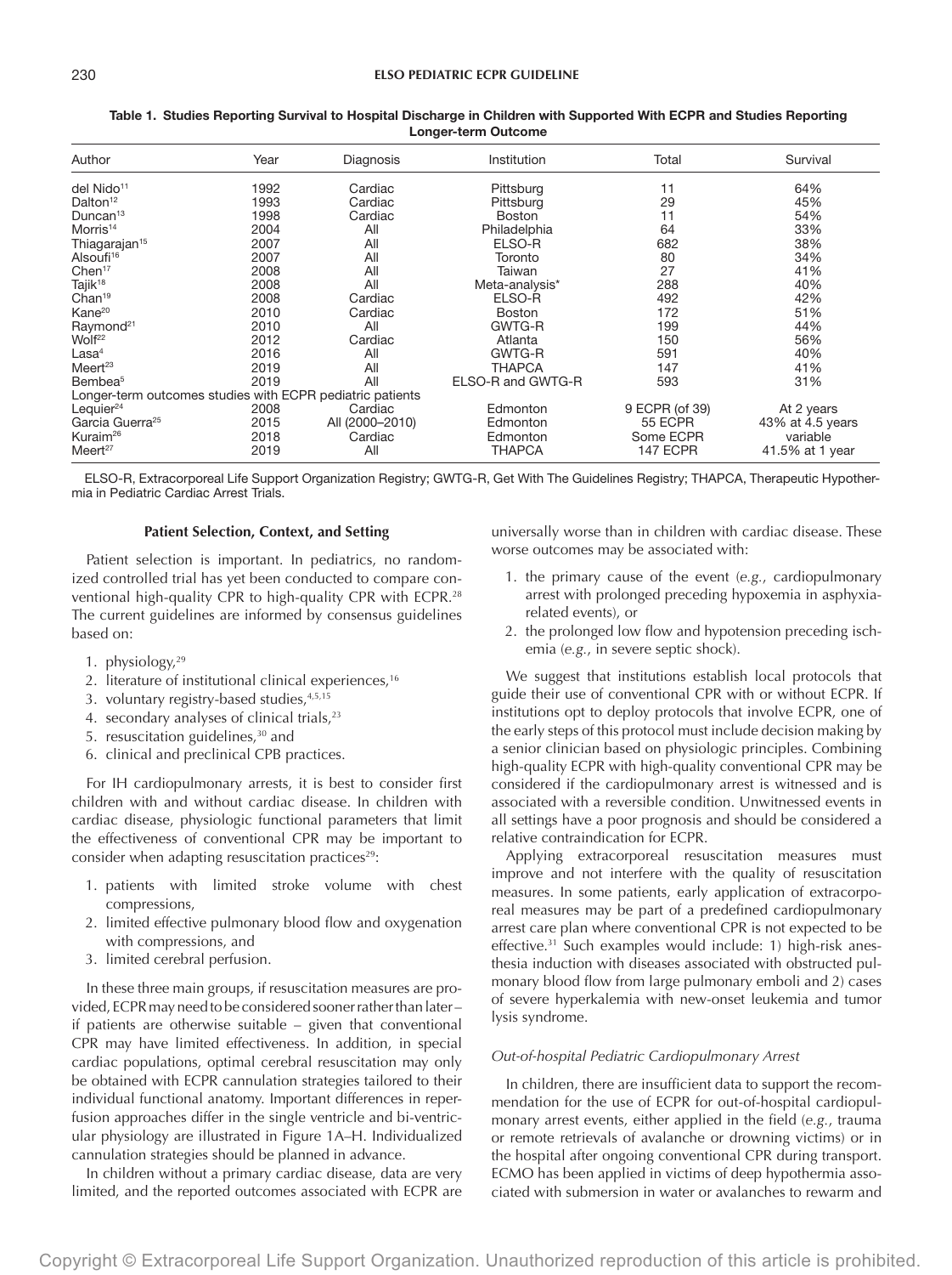**Table 1. Studies Reporting Survival to Hospital Discharge in Children with Supported With ECPR and Studies Reporting Longer-term Outcome**

| Author | Year | Diagnosis | Institution | Total | Survival |
|---|---|---|---|---|---|
| del Nido[11] | 1992 | Cardiac | Pittsburg | 11 | 64% |
| Dalton[12] | 1993 | Cardiac | Pittsburg | 29 | 45% |
| Duncan[13] | 1998 | Cardiac | Boston | 11 | 54% |
| Morris[14] | 2004 | All | Philadelphia | 64 | 33% |
| Thiagarajan[15] | 2007 | All | ELSO-R | 682 | 38% |
| Alsoufi[16] | 2007 | All | Toronto | 80 | 34% |
| Chen[17] | 2008 | All | Taiwan | 27 | 41% |
| Tajik[18] | 2008 | All | Meta-analysis* | 288 | 40% |
| Chan[19] | 2008 | Cardiac | ELSO-R | 492 | 42% |
| Kane[20] | 2010 | Cardiac | Boston | 172 | 51% |
| Raymond[21] | 2010 | All | GWTG-R | 199 | 44% |
| Wolf[22] | 2012 | Cardiac | Atlanta | 150 | 56% |
| Lasa[4] | 2016 | All | GWTG-R | 591 | 40% |
| Meert[23] | 2019 | All | THAPCA | 147 | 41% |
| Bembea[5] | 2019 | All | ELSO-R and GWTG-R | 593 | 31% |
| Longer-term outcomes studies with ECPR pediatric patients | | | | | |
| Lequier[24] | 2008 | Cardiac | Edmonton | 9 ECPR (of 39) | At 2 years |
| Garcia Guerra[25] | 2015 | All (2000–2010) | Edmonton | 55 ECPR | 43% at 4.5 years |
| Kuraim[26] | 2018 | Cardiac | Edmonton | Some ECPR | variable |
| Meert[27] | 2019 | All | THAPCA | 147 ECPR | 41.5% at 1 year |

ELSO-R, Extracorporeal Life Support Organization Registry; GWTG-R, Get With The Guidelines Registry; THAPCA, Therapeutic Hypothermia in Pediatric Cardiac Arrest Trials.

## Patient Selection, Context, and Setting

Patient selection is important. In pediatrics, no randomized controlled trial has yet been conducted to compare conventional high-quality CPR to high-quality CPR with ECPR.[28] The current guidelines are informed by consensus guidelines based on:

1. physiology,[29]
2. literature of institutional clinical experiences,[16]
3. voluntary registry-based studies,[4,5,15]
4. secondary analyses of clinical trials,[23]
5. resuscitation guidelines,[30] and
6. clinical and preclinical CPB practices.

For IH cardiopulmonary arrests, it is best to consider first children with and without cardiac disease. In children with cardiac disease, physiologic functional parameters that limit the effectiveness of conventional CPR may be important to consider when adapting resuscitation practices[29]:

1. patients with limited stroke volume with chest compressions,
2. limited effective pulmonary blood flow and oxygenation with compressions, and
3. limited cerebral perfusion.

In these three main groups, if resuscitation measures are provided, ECPR may need to be considered sooner rather than later – if patients are otherwise suitable – given that conventional CPR may have limited effectiveness. In addition, in special cardiac populations, optimal cerebral resuscitation may only be obtained with ECPR cannulation strategies tailored to their individual functional anatomy. Important differences in reperfusion approaches differ in the single ventricle and bi-ventricular physiology are illustrated in Figure 1A–H. Individualized cannulation strategies should be planned in advance.

In children without a primary cardiac disease, data are very limited, and the reported outcomes associated with ECPR are universally worse than in children with cardiac disease. These worse outcomes may be associated with:

1. the primary cause of the event (*e.g.*, cardiopulmonary arrest with prolonged preceding hypoxemia in asphyxia-related events), or
2. the prolonged low flow and hypotension preceding ischemia (*e.g.*, in severe septic shock).

We suggest that institutions establish local protocols that guide their use of conventional CPR with or without ECPR. If institutions opt to deploy protocols that involve ECPR, one of the early steps of this protocol must include decision making by a senior clinician based on physiologic principles. Combining high-quality ECPR with high-quality conventional CPR may be considered if the cardiopulmonary arrest is witnessed and is associated with a reversible condition. Unwitnessed events in all settings have a poor prognosis and should be considered a relative contraindication for ECPR.

Applying extracorporeal resuscitation measures must improve and not interfere with the quality of resuscitation measures. In some patients, early application of extracorporeal measures may be part of a predefined cardiopulmonary arrest care plan where conventional CPR is not expected to be effective.[31] Such examples would include: 1) high-risk anesthesia induction with diseases associated with obstructed pulmonary blood flow from large pulmonary emboli and 2) cases of severe hyperkalemia with new-onset leukemia and tumor lysis syndrome.

### *Out-of-hospital Pediatric Cardiopulmonary Arrest*

In children, there are insufficient data to support the recommendation for the use of ECPR for out-of-hospital cardiopulmonary arrest events, either applied in the field (*e.g.*, trauma or remote retrievals of avalanche or drowning victims) or in the hospital after ongoing conventional CPR during transport. ECMO has been applied in victims of deep hypothermia associated with submersion in water or avalanches to rewarm and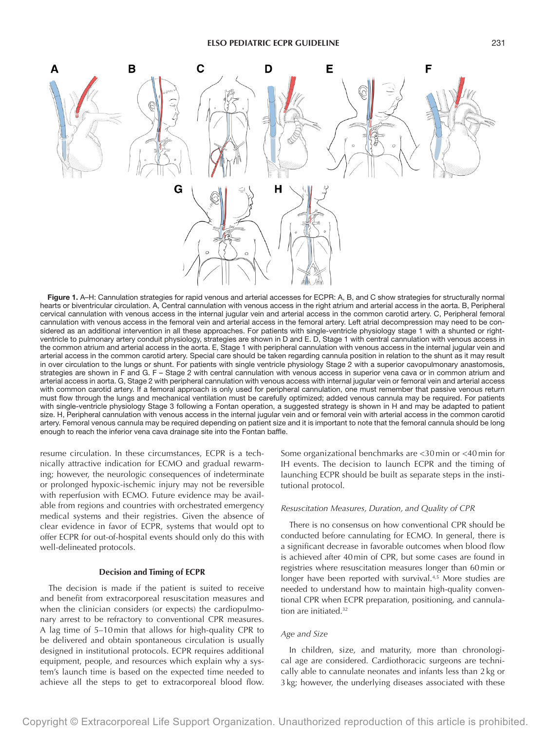**Figure 1.** A–H: Cannulation strategies for rapid venous and arterial accesses for ECPR: A, B, and C show strategies for structurally normal hearts or biventricular circulation. A, Central cannulation with venous access in the right atrium and arterial access in the aorta. B, Peripheral cervical cannulation with venous access in the internal jugular vein and arterial access in the common carotid artery. C, Peripheral femoral cannulation with venous access in the femoral vein and arterial access in the femoral artery. Left atrial decompression may need to be considered as an additional intervention in all these approaches. For patients with single-ventricle physiology stage 1 with a shunted or right-ventricle to pulmonary artery conduit physiology, strategies are shown in D and E. D, Stage 1 with central cannulation with venous access in the common atrium and arterial access in the aorta. E, Stage 1 with peripheral cannulation with venous access in the internal jugular vein and arterial access in the common carotid artery. Special care should be taken regarding cannula position in relation to the shunt as it may result in over circulation to the lungs or shunt. For patients with single ventricle physiology Stage 2 with a superior cavopulmonary anastomosis, strategies are shown in F and G. F – Stage 2 with central cannulation with venous access in superior vena cava or in common atrium and arterial access in aorta. G, Stage 2 with peripheral cannulation with venous access with internal jugular vein or femoral vein and arterial access with common carotid artery. If a femoral approach is only used for peripheral cannulation, one must remember that passive venous return must flow through the lungs and mechanical ventilation must be carefully optimized; added venous cannula may be required. For patients with single-ventricle physiology Stage 3 following a Fontan operation, a suggested strategy is shown in H and may be adapted to patient size. H, Peripheral cannulation with venous access in the internal jugular vein and or femoral vein with arterial access in the common carotid artery. Femoral venous cannula may be required depending on patient size and it is important to note that the femoral cannula should be long enough to reach the inferior vena cava drainage site into the Fontan baffle.

resume circulation. In these circumstances, ECPR is a technically attractive indication for ECMO and gradual rewarming; however, the neurologic consequences of indeterminate or prolonged hypoxic-ischemic injury may not be reversible with reperfusion with ECMO. Future evidence may be available from regions and countries with orchestrated emergency medical systems and their registries. Given the absence of clear evidence in favor of ECPR, systems that would opt to offer ECPR for out-of-hospital events should only do this with well-delineated protocols.

### Decision and Timing of ECPR

The decision is made if the patient is suited to receive and benefit from extracorporeal resuscitation measures and when the clinician considers (or expects) the cardiopulmonary arrest to be refractory to conventional CPR measures. A lag time of 5–10 min that allows for high-quality CPR to be delivered and obtain spontaneous circulation is usually designed in institutional protocols. ECPR requires additional equipment, people, and resources which explain why a system's launch time is based on the expected time needed to achieve all the steps to get to extracorporeal blood flow. Some organizational benchmarks are <30 min or <40 min for IH events. The decision to launch ECPR and the timing of launching ECPR should be built as separate steps in the institutional protocol.

#### *Resuscitation Measures, Duration, and Quality of CPR*

There is no consensus on how conventional CPR should be conducted before cannulating for ECMO. In general, there is a significant decrease in favorable outcomes when blood flow is achieved after 40 min of CPR, but some cases are found in registries where resuscitation measures longer than 60 min or longer have been reported with survival.[4,5] More studies are needed to understand how to maintain high-quality conventional CPR when ECPR preparation, positioning, and cannulation are initiated.[32]

#### *Age and Size*

In children, size, and maturity, more than chronological age are considered. Cardiothoracic surgeons are technically able to cannulate neonates and infants less than 2 kg or 3 kg; however, the underlying diseases associated with these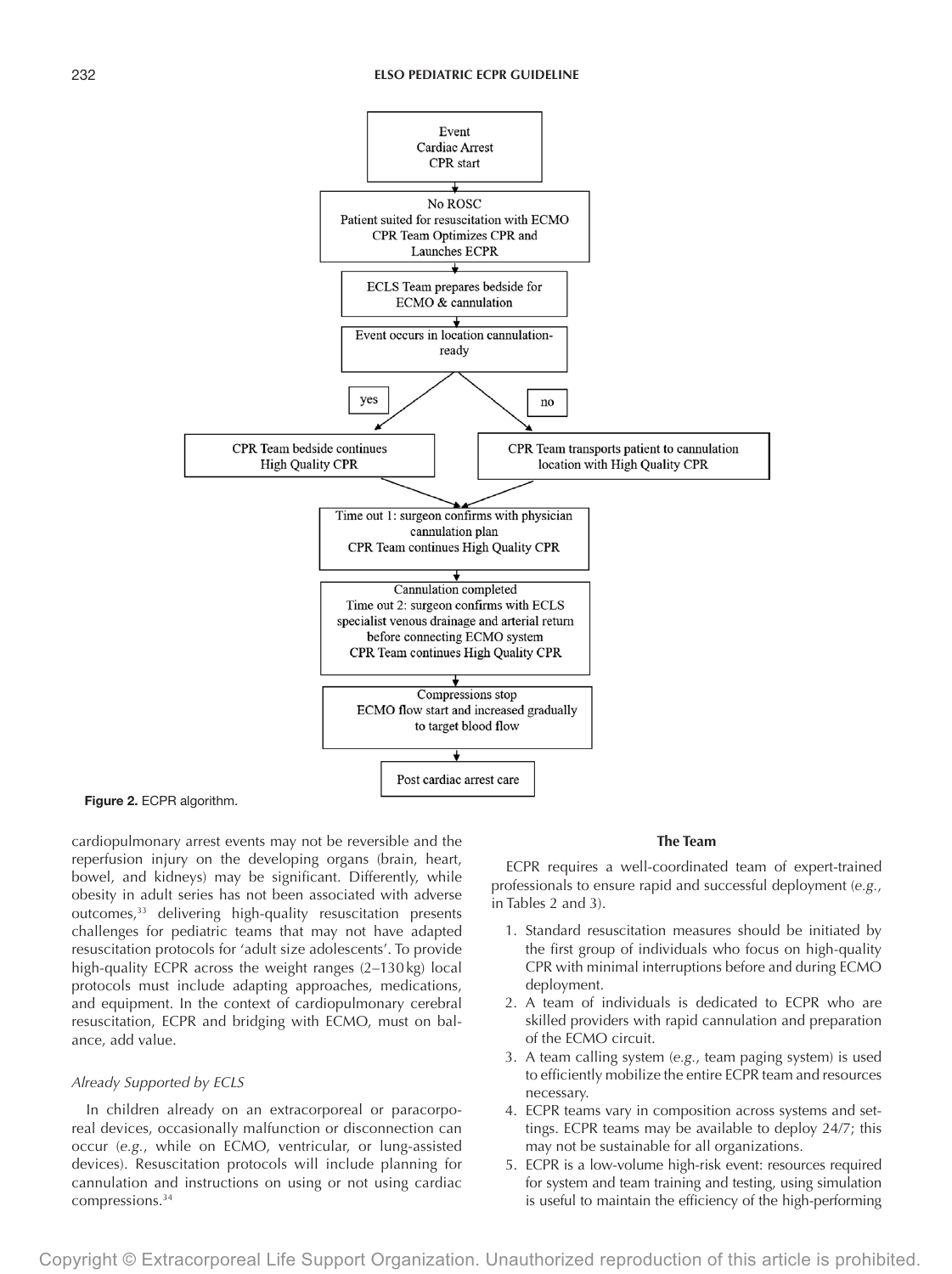Event
Cardiac Arrest
CPR start

↓

No ROSC
Patient suited for resuscitation with ECMO
CPR Team Optimizes CPR and
Launches ECPR

↓

ECLS Team prepares bedside for
ECMO & cannulation

↓

Event occurs in location cannulation-ready

- yes → CPR Team bedside continues High Quality CPR
- no → CPR Team transports patient to cannulation location with High Quality CPR

↓

Time out 1: surgeon confirms with physician cannulation plan
CPR Team continues High Quality CPR

↓

Cannulation completed
Time out 2: surgeon confirms with ECLS specialist venous drainage and arterial return before connecting ECMO system
CPR Team continues High Quality CPR

↓

Compressions stop
ECMO flow start and increased gradually to target blood flow

↓

Post cardiac arrest care

**Figure 2.** ECPR algorithm.

cardiopulmonary arrest events may not be reversible and the reperfusion injury on the developing organs (brain, heart, bowel, and kidneys) may be significant. Differently, while obesity in adult series has not been associated with adverse outcomes,[33] delivering high-quality resuscitation presents challenges for pediatric teams that may not have adapted resuscitation protocols for 'adult size adolescents'. To provide high-quality ECPR across the weight ranges (2–130 kg) local protocols must include adapting approaches, medications, and equipment. In the context of cardiopulmonary cerebral resuscitation, ECPR and bridging with ECMO, must on balance, add value.

*Already Supported by ECLS*

In children already on an extracorporeal or paracorporeal devices, occasionally malfunction or disconnection can occur (*e.g.*, while on ECMO, ventricular, or lung-assisted devices). Resuscitation protocols will include planning for cannulation and instructions on using or not using cardiac compressions.[34]

**The Team**

ECPR requires a well-coordinated team of expert-trained professionals to ensure rapid and successful deployment (*e.g.*, in Tables 2 and 3).

1. Standard resuscitation measures should be initiated by the first group of individuals who focus on high-quality CPR with minimal interruptions before and during ECMO deployment.
2. A team of individuals is dedicated to ECPR who are skilled providers with rapid cannulation and preparation of the ECMO circuit.
3. A team calling system (*e.g.*, team paging system) is used to efficiently mobilize the entire ECPR team and resources necessary.
4. ECPR teams vary in composition across systems and settings. ECPR teams may be available to deploy 24/7; this may not be sustainable for all organizations.
5. ECPR is a low-volume high-risk event: resources required for system and team training and testing, using simulation is useful to maintain the efficiency of the high-performing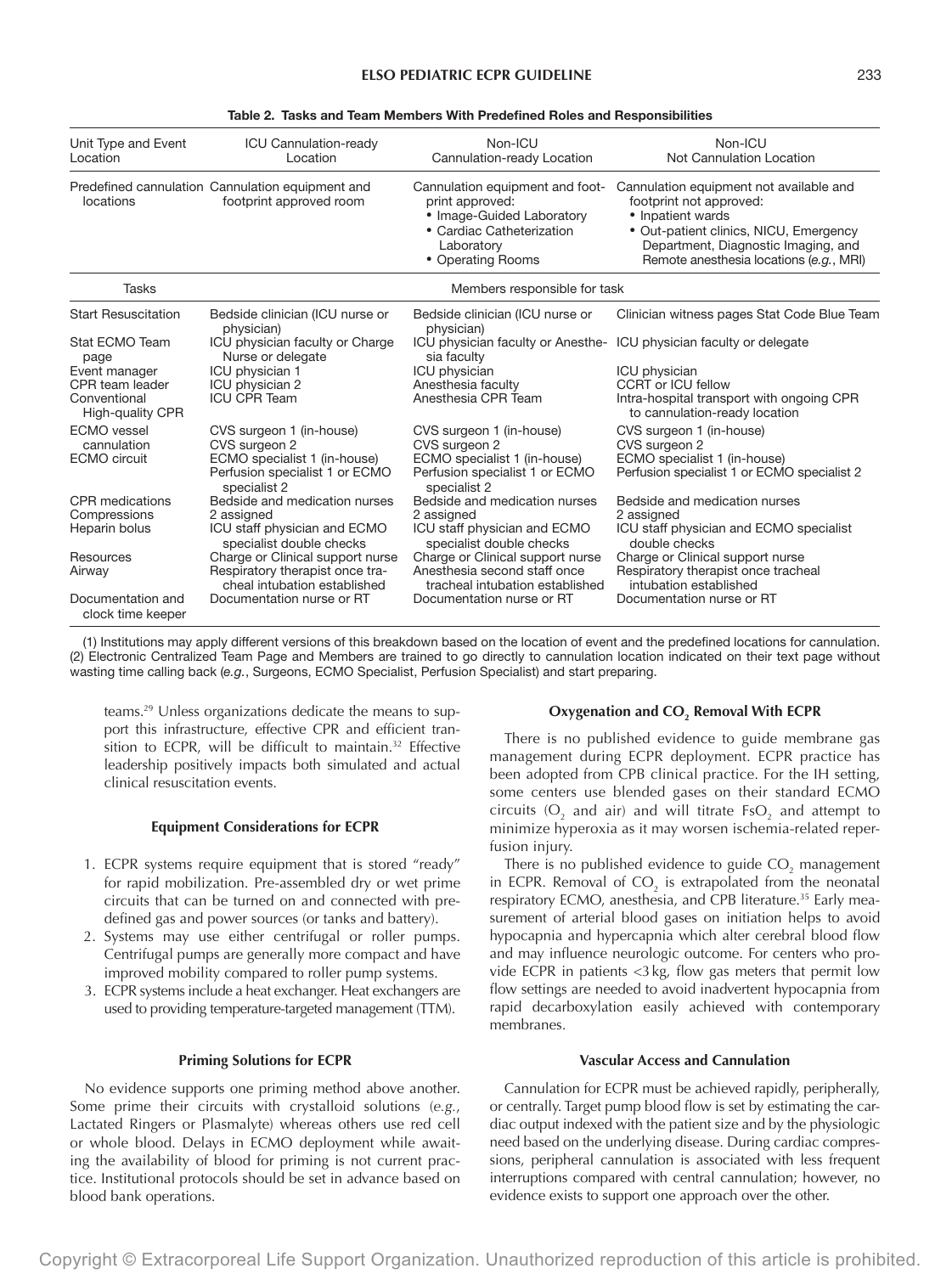**Table 2. Tasks and Team Members With Predefined Roles and Responsibilities**

| Unit Type and Event Location | ICU Cannulation-ready Location | Non-ICU Cannulation-ready Location | Non-ICU Not Cannulation Location |
|---|---|---|---|
| Predefined cannulation locations | Cannulation equipment and footprint approved room | Cannulation equipment and footprint approved: • Image-Guided Laboratory • Cardiac Catheterization Laboratory • Operating Rooms | Cannulation equipment not available and footprint not approved: • Inpatient wards • Out-patient clinics, NICU, Emergency Department, Diagnostic Imaging, and Remote anesthesia locations (*e.g.*, MRI) |
| Tasks | Members responsible for task | | |
| Start Resuscitation | Bedside clinician (ICU nurse or physician) | Bedside clinician (ICU nurse or physician) | Clinician witness pages Stat Code Blue Team |
| Stat ECMO Team page | ICU physician faculty or Charge Nurse or delegate | ICU physician faculty or Anesthesia faculty | ICU physician faculty or delegate |
| Event manager | ICU physician 1 | ICU physician | ICU physician |
| CPR team leader | ICU physician 2 | Anesthesia faculty | CCRT or ICU fellow |
| Conventional High-quality CPR | ICU CPR Team | Anesthesia CPR Team | Intra-hospital transport with ongoing CPR to cannulation-ready location |
| ECMO vessel cannulation | CVS surgeon 1 (in-house) CVS surgeon 2 | CVS surgeon 1 (in-house) CVS surgeon 2 | CVS surgeon 1 (in-house) CVS surgeon 2 |
| ECMO circuit | ECMO specialist 1 (in-house) Perfusion specialist 1 or ECMO specialist 2 | ECMO specialist 1 (in-house) Perfusion specialist 1 or ECMO specialist 2 | ECMO specialist 1 (in-house) Perfusion specialist 1 or ECMO specialist 2 |
| CPR medications | Bedside and medication nurses | Bedside and medication nurses | Bedside and medication nurses |
| Compressions | 2 assigned | 2 assigned | 2 assigned |
| Heparin bolus | ICU staff physician and ECMO specialist double checks | ICU staff physician and ECMO specialist double checks | ICU staff physician and ECMO specialist double checks |
| Resources | Charge or Clinical support nurse | Charge or Clinical support nurse | Charge or Clinical support nurse |
| Airway | Respiratory therapist once tracheal intubation established | Anesthesia second staff once tracheal intubation established | Respiratory therapist once tracheal intubation established |
| Documentation and clock time keeper | Documentation nurse or RT | Documentation nurse or RT | Documentation nurse or RT |

(1) Institutions may apply different versions of this breakdown based on the location of event and the predefined locations for cannulation. (2) Electronic Centralized Team Page and Members are trained to go directly to cannulation location indicated on their text page without wasting time calling back (*e.g.*, Surgeons, ECMO Specialist, Perfusion Specialist) and start preparing.

teams.[29] Unless organizations dedicate the means to support this infrastructure, effective CPR and efficient transition to ECPR, will be difficult to maintain.[32] Effective leadership positively impacts both simulated and actual clinical resuscitation events.

### Equipment Considerations for ECPR

1. ECPR systems require equipment that is stored "ready" for rapid mobilization. Pre-assembled dry or wet prime circuits that can be turned on and connected with predefined gas and power sources (or tanks and battery).
2. Systems may use either centrifugal or roller pumps. Centrifugal pumps are generally more compact and have improved mobility compared to roller pump systems.
3. ECPR systems include a heat exchanger. Heat exchangers are used to providing temperature-targeted management (TTM).

### Priming Solutions for ECPR

No evidence supports one priming method above another. Some prime their circuits with crystalloid solutions (*e.g.*, Lactated Ringers or Plasmalyte) whereas others use red cell or whole blood. Delays in ECMO deployment while awaiting the availability of blood for priming is not current practice. Institutional protocols should be set in advance based on blood bank operations.

### Oxygenation and $CO_2$ Removal With ECPR

There is no published evidence to guide membrane gas management during ECPR deployment. ECPR practice has been adopted from CPB clinical practice. For the IH setting, some centers use blended gases on their standard ECMO circuits ($O_2$ and air) and will titrate $FsO_2$ and attempt to minimize hyperoxia as it may worsen ischemia-related reperfusion injury.

There is no published evidence to guide $CO_2$ management in ECPR. Removal of $CO_2$ is extrapolated from the neonatal respiratory ECMO, anesthesia, and CPB literature.[35] Early measurement of arterial blood gases on initiation helps to avoid hypocapnia and hypercapnia which alter cerebral blood flow and may influence neurologic outcome. For centers who provide ECPR in patients <3 kg, flow gas meters that permit low flow settings are needed to avoid inadvertent hypocapnia from rapid decarboxylation easily achieved with contemporary membranes.

### Vascular Access and Cannulation

Cannulation for ECPR must be achieved rapidly, peripherally, or centrally. Target pump blood flow is set by estimating the cardiac output indexed with the patient size and by the physiologic need based on the underlying disease. During cardiac compressions, peripheral cannulation is associated with less frequent interruptions compared with central cannulation; however, no evidence exists to support one approach over the other.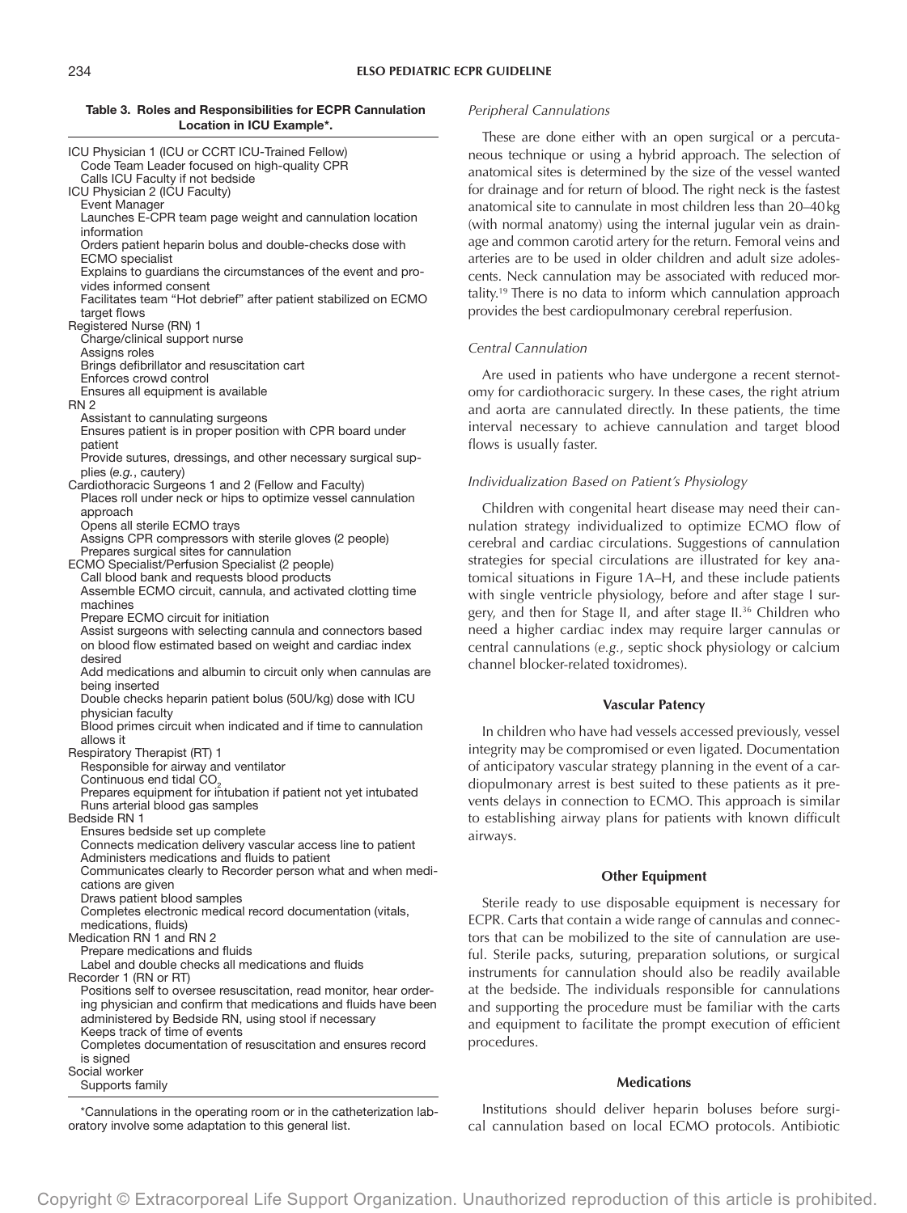**Table 3. Roles and Responsibilities for ECPR Cannulation Location in ICU Example*.**

ICU Physician 1 (ICU or CCRT ICU-Trained Fellow)
- Code Team Leader focused on high-quality CPR
- Calls ICU Faculty if not bedside

ICU Physician 2 (ICU Faculty)
- Event Manager
- Launches E-CPR team page weight and cannulation location information
- Orders patient heparin bolus and double-checks dose with ECMO specialist
- Explains to guardians the circumstances of the event and provides informed consent
- Facilitates team "Hot debrief" after patient stabilized on ECMO target flows

Registered Nurse (RN) 1
- Charge/clinical support nurse
- Assigns roles
- Brings defibrillator and resuscitation cart
- Enforces crowd control
- Ensures all equipment is available

RN 2
- Assistant to cannulating surgeons
- Ensures patient is in proper position with CPR board under patient
- Provide sutures, dressings, and other necessary surgical supplies (*e.g.*, cautery)

Cardiothoracic Surgeons 1 and 2 (Fellow and Faculty)
- Places roll under neck or hips to optimize vessel cannulation approach
- Opens all sterile ECMO trays
- Assigns CPR compressors with sterile gloves (2 people)
- Prepares surgical sites for cannulation

ECMO Specialist/Perfusion Specialist (2 people)
- Call blood bank and requests blood products
- Assemble ECMO circuit, cannula, and activated clotting time machines
- Prepare ECMO circuit for initiation
- Assist surgeons with selecting cannula and connectors based on blood flow estimated based on weight and cardiac index desired
- Add medications and albumin to circuit only when cannulas are being inserted
- Double checks heparin patient bolus (50U/kg) dose with ICU physician faculty
- Blood primes circuit when indicated and if time to cannulation allows it

Respiratory Therapist (RT) 1
- Responsible for airway and ventilator
- Continuous end tidal $CO_2$
- Prepares equipment for intubation if patient not yet intubated
- Runs arterial blood gas samples

Bedside RN 1
- Ensures bedside set up complete
- Connects medication delivery vascular access line to patient
- Administers medications and fluids to patient
- Communicates clearly to Recorder person what and when medications are given
- Draws patient blood samples
- Completes electronic medical record documentation (vitals, medications, fluids)

Medication RN 1 and RN 2
- Prepare medications and fluids
- Label and double checks all medications and fluids

Recorder 1 (RN or RT)
- Positions self to oversee resuscitation, read monitor, hear ordering physician and confirm that medications and fluids have been administered by Bedside RN, using stool if necessary
- Keeps track of time of events
- Completes documentation of resuscitation and ensures record is signed

Social worker
- Supports family

*Cannulations in the operating room or in the catheterization laboratory involve some adaptation to this general list.

*Peripheral Cannulations*

These are done either with an open surgical or a percutaneous technique or using a hybrid approach. The selection of anatomical sites is determined by the size of the vessel wanted for drainage and for return of blood. The right neck is the fastest anatomical site to cannulate in most children less than 20–40 kg (with normal anatomy) using the internal jugular vein as drainage and common carotid artery for the return. Femoral veins and arteries are to be used in older children and adult size adolescents. Neck cannulation may be associated with reduced mortality.[19] There is no data to inform which cannulation approach provides the best cardiopulmonary cerebral reperfusion.

*Central Cannulation*

Are used in patients who have undergone a recent sternotomy for cardiothoracic surgery. In these cases, the right atrium and aorta are cannulated directly. In these patients, the time interval necessary to achieve cannulation and target blood flows is usually faster.

*Individualization Based on Patient's Physiology*

Children with congenital heart disease may need their cannulation strategy individualized to optimize ECMO flow of cerebral and cardiac circulations. Suggestions of cannulation strategies for special circulations are illustrated for key anatomical situations in Figure 1A–H, and these include patients with single ventricle physiology, before and after stage I surgery, and then for Stage II, and after stage II.[36] Children who need a higher cardiac index may require larger cannulas or central cannulations (*e.g.*, septic shock physiology or calcium channel blocker-related toxidromes).

### Vascular Patency

In children who have had vessels accessed previously, vessel integrity may be compromised or even ligated. Documentation of anticipatory vascular strategy planning in the event of a cardiopulmonary arrest is best suited to these patients as it prevents delays in connection to ECMO. This approach is similar to establishing airway plans for patients with known difficult airways.

### Other Equipment

Sterile ready to use disposable equipment is necessary for ECPR. Carts that contain a wide range of cannulas and connectors that can be mobilized to the site of cannulation are useful. Sterile packs, suturing, preparation solutions, or surgical instruments for cannulation should also be readily available at the bedside. The individuals responsible for cannulations and supporting the procedure must be familiar with the carts and equipment to facilitate the prompt execution of efficient procedures.

### Medications

Institutions should deliver heparin boluses before surgical cannulation based on local ECMO protocols. Antibiotic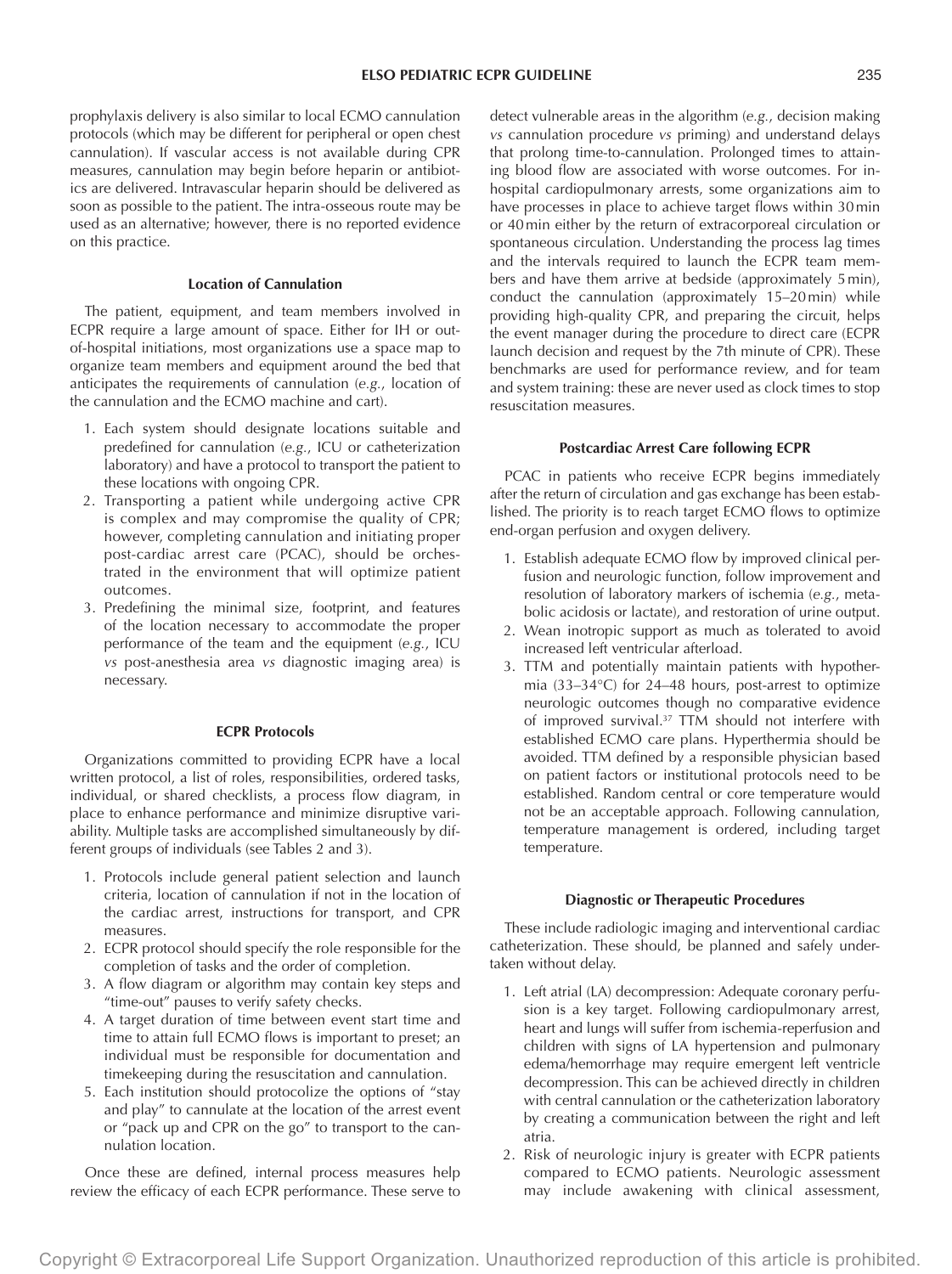prophylaxis delivery is also similar to local ECMO cannulation protocols (which may be different for peripheral or open chest cannulation). If vascular access is not available during CPR measures, cannulation may begin before heparin or antibiotics are delivered. Intravascular heparin should be delivered as soon as possible to the patient. The intra-osseous route may be used as an alternative; however, there is no reported evidence on this practice.

### Location of Cannulation

The patient, equipment, and team members involved in ECPR require a large amount of space. Either for IH or out-of-hospital initiations, most organizations use a space map to organize team members and equipment around the bed that anticipates the requirements of cannulation (*e.g.*, location of the cannulation and the ECMO machine and cart).

1. Each system should designate locations suitable and predefined for cannulation (*e.g.*, ICU or catheterization laboratory) and have a protocol to transport the patient to these locations with ongoing CPR.
2. Transporting a patient while undergoing active CPR is complex and may compromise the quality of CPR; however, completing cannulation and initiating proper post-cardiac arrest care (PCAC), should be orchestrated in the environment that will optimize patient outcomes.
3. Predefining the minimal size, footprint, and features of the location necessary to accommodate the proper performance of the team and the equipment (*e.g.*, ICU *vs* post-anesthesia area *vs* diagnostic imaging area) is necessary.

### ECPR Protocols

Organizations committed to providing ECPR have a local written protocol, a list of roles, responsibilities, ordered tasks, individual, or shared checklists, a process flow diagram, in place to enhance performance and minimize disruptive variability. Multiple tasks are accomplished simultaneously by different groups of individuals (see Tables 2 and 3).

1. Protocols include general patient selection and launch criteria, location of cannulation if not in the location of the cardiac arrest, instructions for transport, and CPR measures.
2. ECPR protocol should specify the role responsible for the completion of tasks and the order of completion.
3. A flow diagram or algorithm may contain key steps and "time-out" pauses to verify safety checks.
4. A target duration of time between event start time and time to attain full ECMO flows is important to preset; an individual must be responsible for documentation and timekeeping during the resuscitation and cannulation.
5. Each institution should protocolize the options of "stay and play" to cannulate at the location of the arrest event or "pack up and CPR on the go" to transport to the cannulation location.

Once these are defined, internal process measures help review the efficacy of each ECPR performance. These serve to detect vulnerable areas in the algorithm (*e.g.*, decision making *vs* cannulation procedure *vs* priming) and understand delays that prolong time-to-cannulation. Prolonged times to attaining blood flow are associated with worse outcomes. For in-hospital cardiopulmonary arrests, some organizations aim to have processes in place to achieve target flows within 30 min or 40 min either by the return of extracorporeal circulation or spontaneous circulation. Understanding the process lag times and the intervals required to launch the ECPR team members and have them arrive at bedside (approximately 5 min), conduct the cannulation (approximately 15–20 min) while providing high-quality CPR, and preparing the circuit, helps the event manager during the procedure to direct care (ECPR launch decision and request by the 7th minute of CPR). These benchmarks are used for performance review, and for team and system training: these are never used as clock times to stop resuscitation measures.

### Postcardiac Arrest Care following ECPR

PCAC in patients who receive ECPR begins immediately after the return of circulation and gas exchange has been established. The priority is to reach target ECMO flows to optimize end-organ perfusion and oxygen delivery.

1. Establish adequate ECMO flow by improved clinical perfusion and neurologic function, follow improvement and resolution of laboratory markers of ischemia (*e.g.*, metabolic acidosis or lactate), and restoration of urine output.
2. Wean inotropic support as much as tolerated to avoid increased left ventricular afterload.
3. TTM and potentially maintain patients with hypothermia (33–34°C) for 24–48 hours, post-arrest to optimize neurologic outcomes though no comparative evidence of improved survival.[37] TTM should not interfere with established ECMO care plans. Hyperthermia should be avoided. TTM defined by a responsible physician based on patient factors or institutional protocols need to be established. Random central or core temperature would not be an acceptable approach. Following cannulation, temperature management is ordered, including target temperature.

### Diagnostic or Therapeutic Procedures

These include radiologic imaging and interventional cardiac catheterization. These should, be planned and safely undertaken without delay.

1. Left atrial (LA) decompression: Adequate coronary perfusion is a key target. Following cardiopulmonary arrest, heart and lungs will suffer from ischemia-reperfusion and children with signs of LA hypertension and pulmonary edema/hemorrhage may require emergent left ventricle decompression. This can be achieved directly in children with central cannulation or the catheterization laboratory by creating a communication between the right and left atria.
2. Risk of neurologic injury is greater with ECPR patients compared to ECMO patients. Neurologic assessment may include awakening with clinical assessment,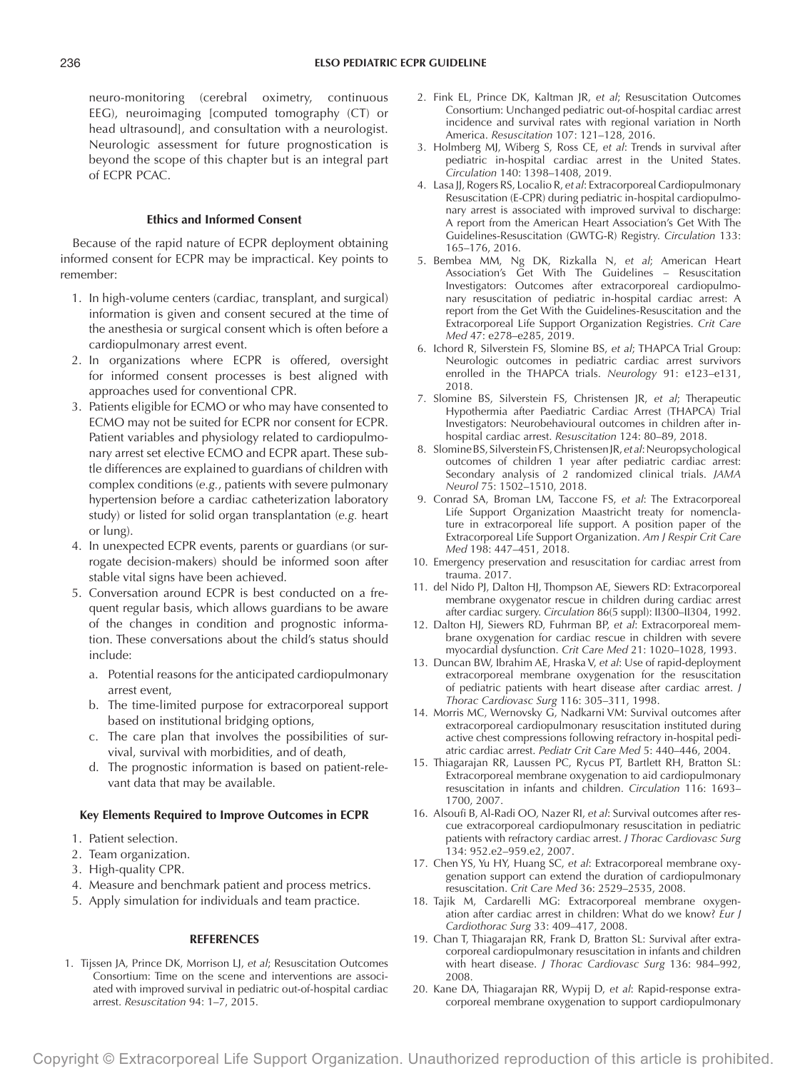neuro-monitoring (cerebral oximetry, continuous EEG), neuroimaging [computed tomography (CT) or head ultrasound], and consultation with a neurologist. Neurologic assessment for future prognostication is beyond the scope of this chapter but is an integral part of ECPR PCAC.

### Ethics and Informed Consent

Because of the rapid nature of ECPR deployment obtaining informed consent for ECPR may be impractical. Key points to remember:

1. In high-volume centers (cardiac, transplant, and surgical) information is given and consent secured at the time of the anesthesia or surgical consent which is often before a cardiopulmonary arrest event.
2. In organizations where ECPR is offered, oversight for informed consent processes is best aligned with approaches used for conventional CPR.
3. Patients eligible for ECMO or who may have consented to ECMO may not be suited for ECPR nor consent for ECPR. Patient variables and physiology related to cardiopulmonary arrest set elective ECMO and ECPR apart. These subtle differences are explained to guardians of children with complex conditions (*e.g.*, patients with severe pulmonary hypertension before a cardiac catheterization laboratory study) or listed for solid organ transplantation (*e.g.* heart or lung).
4. In unexpected ECPR events, parents or guardians (or surrogate decision-makers) should be informed soon after stable vital signs have been achieved.
5. Conversation around ECPR is best conducted on a frequent regular basis, which allows guardians to be aware of the changes in condition and prognostic information. These conversations about the child's status should include:
   a. Potential reasons for the anticipated cardiopulmonary arrest event,
   b. The time-limited purpose for extracorporeal support based on institutional bridging options,
   c. The care plan that involves the possibilities of survival, survival with morbidities, and of death,
   d. The prognostic information is based on patient-relevant data that may be available.

### Key Elements Required to Improve Outcomes in ECPR

1. Patient selection.
2. Team organization.
3. High-quality CPR.
4. Measure and benchmark patient and process metrics.
5. Apply simulation for individuals and team practice.

## REFERENCES

1. Tijssen JA, Prince DK, Morrison LJ, *et al*; Resuscitation Outcomes Consortium: Time on the scene and interventions are associated with improved survival in pediatric out-of-hospital cardiac arrest. *Resuscitation* 94: 1–7, 2015.
2. Fink EL, Prince DK, Kaltman JR, *et al*; Resuscitation Outcomes Consortium: Unchanged pediatric out-of-hospital cardiac arrest incidence and survival rates with regional variation in North America. *Resuscitation* 107: 121–128, 2016.
3. Holmberg MJ, Wiberg S, Ross CE, *et al*: Trends in survival after pediatric in-hospital cardiac arrest in the United States. *Circulation* 140: 1398–1408, 2019.
4. Lasa JJ, Rogers RS, Localio R, *et al*: Extracorporeal Cardiopulmonary Resuscitation (E-CPR) during pediatric in-hospital cardiopulmonary arrest is associated with improved survival to discharge: A report from the American Heart Association's Get With The Guidelines-Resuscitation (GWTG-R) Registry. *Circulation* 133: 165–176, 2016.
5. Bembea MM, Ng DK, Rizkalla N, *et al*; American Heart Association's Get With The Guidelines – Resuscitation Investigators: Outcomes after extracorporeal cardiopulmonary resuscitation of pediatric in-hospital cardiac arrest: A report from the Get With the Guidelines-Resuscitation and the Extracorporeal Life Support Organization Registries. *Crit Care Med* 47: e278–e285, 2019.
6. Ichord R, Silverstein FS, Slomine BS, *et al*; THAPCA Trial Group: Neurologic outcomes in pediatric cardiac arrest survivors enrolled in the THAPCA trials. *Neurology* 91: e123–e131, 2018.
7. Slomine BS, Silverstein FS, Christensen JR, *et al*; Therapeutic Hypothermia after Paediatric Cardiac Arrest (THAPCA) Trial Investigators: Neurobehavioural outcomes in children after in-hospital cardiac arrest. *Resuscitation* 124: 80–89, 2018.
8. Slomine BS, Silverstein FS, Christensen JR, *et al*: Neuropsychological outcomes of children 1 year after pediatric cardiac arrest: Secondary analysis of 2 randomized clinical trials. *JAMA Neurol* 75: 1502–1510, 2018.
9. Conrad SA, Broman LM, Taccone FS, *et al*: The Extracorporeal Life Support Organization Maastricht treaty for nomenclature in extracorporeal life support. A position paper of the Extracorporeal Life Support Organization. *Am J Respir Crit Care Med* 198: 447–451, 2018.
10. Emergency preservation and resuscitation for cardiac arrest from trauma. 2017.
11. del Nido PJ, Dalton HJ, Thompson AE, Siewers RD: Extracorporeal membrane oxygenator rescue in children during cardiac arrest after cardiac surgery. *Circulation* 86(5 suppl): II300–II304, 1992.
12. Dalton HJ, Siewers RD, Fuhrman BP, *et al*: Extracorporeal membrane oxygenation for cardiac rescue in children with severe myocardial dysfunction. *Crit Care Med* 21: 1020–1028, 1993.
13. Duncan BW, Ibrahim AE, Hraska V, *et al*: Use of rapid-deployment extracorporeal membrane oxygenation for the resuscitation of pediatric patients with heart disease after cardiac arrest. *J Thorac Cardiovasc Surg* 116: 305–311, 1998.
14. Morris MC, Wernovsky G, Nadkarni VM: Survival outcomes after extracorporeal cardiopulmonary resuscitation instituted during active chest compressions following refractory in-hospital pediatric cardiac arrest. *Pediatr Crit Care Med* 5: 440–446, 2004.
15. Thiagarajan RR, Laussen PC, Rycus PT, Bartlett RH, Bratton SL: Extracorporeal membrane oxygenation to aid cardiopulmonary resuscitation in infants and children. *Circulation* 116: 1693–1700, 2007.
16. Alsoufi B, Al-Radi OO, Nazer RI, *et al*: Survival outcomes after rescue extracorporeal cardiopulmonary resuscitation in pediatric patients with refractory cardiac arrest. *J Thorac Cardiovasc Surg* 134: 952.e2–959.e2, 2007.
17. Chen YS, Yu HY, Huang SC, *et al*: Extracorporeal membrane oxygenation support can extend the duration of cardiopulmonary resuscitation. *Crit Care Med* 36: 2529–2535, 2008.
18. Tajik M, Cardarelli MG: Extracorporeal membrane oxygenation after cardiac arrest in children: What do we know? *Eur J Cardiothorac Surg* 33: 409–417, 2008.
19. Chan T, Thiagarajan RR, Frank D, Bratton SL: Survival after extracorporeal cardiopulmonary resuscitation in infants and children with heart disease. *J Thorac Cardiovasc Surg* 136: 984–992, 2008.
20. Kane DA, Thiagarajan RR, Wypij D, *et al*: Rapid-response extracorporeal membrane oxygenation to support cardiopulmonary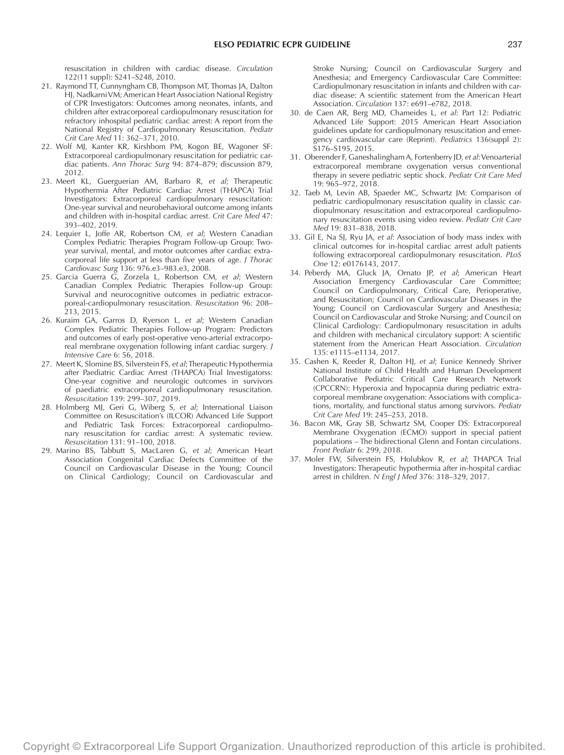resuscitation in children with cardiac disease. *Circulation* 122(11 suppl): S241–S248, 2010.

21. Raymond TT, Cunnyngham CB, Thompson MT, Thomas JA, Dalton HJ, Nadkarni VM; American Heart Association National Registry of CPR Investigators: Outcomes among neonates, infants, and children after extracorporeal cardiopulmonary resuscitation for refractory inhospital pediatric cardiac arrest: A report from the National Registry of Cardiopulmonary Resuscitation. *Pediatr Crit Care Med* 11: 362–371, 2010.
22. Wolf MJ, Kanter KR, Kirshbom PM, Kogon BE, Wagoner SF: Extracorporeal cardiopulmonary resuscitation for pediatric cardiac patients. *Ann Thorac Surg* 94: 874–879; discussion 879, 2012.
23. Meert KL, Guerguerian AM, Barbaro R, *et al*; Therapeutic Hypothermia After Pediatric Cardiac Arrest (THAPCA) Trial Investigators: Extracorporeal cardiopulmonary resuscitation: One-year survival and neurobehavioral outcome among infants and children with in-hospital cardiac arrest. *Crit Care Med* 47: 393–402, 2019.
24. Lequier L, Joffe AR, Robertson CM, *et al*; Western Canadian Complex Pediatric Therapies Program Follow-up Group: Two-year survival, mental, and motor outcomes after cardiac extracorporeal life support at less than five years of age. *J Thorac Cardiovasc Surg* 136: 976.e3–983.e3, 2008.
25. Garcia Guerra G, Zorzela L, Robertson CM, *et al*; Western Canadian Complex Pediatric Therapies Follow-up Group: Survival and neurocognitive outcomes in pediatric extracorporeal-cardiopulmonary resuscitation. *Resuscitation* 96: 208–213, 2015.
26. Kuraim GA, Garros D, Ryerson L, *et al*; Western Canadian Complex Pediatric Therapies Follow-up Program: Predictors and outcomes of early post-operative veno-arterial extracorporeal membrane oxygenation following infant cardiac surgery. *J Intensive Care* 6: 56, 2018.
27. Meert K, Slomine BS, Silverstein FS, *et al*; Therapeutic Hypothermia after Paediatric Cardiac Arrest (THAPCA) Trial Investigatorss: One-year cognitive and neurologic outcomes in survivors of paediatric extracorporeal cardiopulmonary resuscitation. *Resuscitation* 139: 299–307, 2019.
28. Holmberg MJ, Geri G, Wiberg S, *et al*; International Liaison Committee on Resuscitation's (ILCOR) Advanced Life Support and Pediatric Task Forces: Extracorporeal cardiopulmonary resuscitation for cardiac arrest: A systematic review. *Resuscitation* 131: 91–100, 2018.
29. Marino BS, Tabbutt S, MacLaren G, *et al*; American Heart Association Congenital Cardiac Defects Committee of the Council on Cardiovascular Disease in the Young; Council on Clinical Cardiology; Council on Cardiovascular and Stroke Nursing; Council on Cardiovascular Surgery and Anesthesia; and Emergency Cardiovascular Care Committee: Cardiopulmonary resuscitation in infants and children with cardiac disease: A scientific statement from the American Heart Association. *Circulation* 137: e691–e782, 2018.
30. de Caen AR, Berg MD, Chameides L, *et al*: Part 12: Pediatric Advanced Life Support: 2015 American Heart Association guidelines update for cardiopulmonary resuscitation and emergency cardiovascular care (Reprint). *Pediatrics* 136(suppl 2): S176–S195, 2015.
31. Oberender F, Ganeshalingham A, Fortenberry JD, *et al*: Venoarterial extracorporeal membrane oxygenation versus conventional therapy in severe pediatric septic shock. *Pediatr Crit Care Med* 19: 965–972, 2018.
32. Taeb M, Levin AB, Spaeder MC, Schwartz JM: Comparison of pediatric cardiopulmonary resuscitation quality in classic cardiopulmonary resuscitation and extracorporeal cardiopulmonary resuscitation events using video review. *Pediatr Crit Care Med* 19: 831–838, 2018.
33. Gil E, Na SJ, Ryu JA, *et al*: Association of body mass index with clinical outcomes for in-hospital cardiac arrest adult patients following extracorporeal cardiopulmonary resuscitation. *PLoS One* 12: e0176143, 2017.
34. Peberdy MA, Gluck JA, Ornato JP, *et al*; American Heart Association Emergency Cardiovascular Care Committee; Council on Cardiopulmonary, Critical Care, Perioperative, and Resuscitation; Council on Cardiovascular Diseases in the Young; Council on Cardiovascular Surgery and Anesthesia; Council on Cardiovascular and Stroke Nursing; and Council on Clinical Cardiology: Cardiopulmonary resuscitation in adults and children with mechanical circulatory support: A scientific statement from the American Heart Association. *Circulation* 135: e1115–e1134, 2017.
35. Cashen K, Reeder R, Dalton HJ, *et al*; Eunice Kennedy Shriver National Institute of Child Health and Human Development Collaborative Pediatric Critical Care Research Network (CPCCRN): Hyperoxia and hypocapnia during pediatric extracorporeal membrane oxygenation: Associations with complications, mortality, and functional status among survivors. *Pediatr Crit Care Med* 19: 245–253, 2018.
36. Bacon MK, Gray SB, Schwartz SM, Cooper DS: Extracorporeal Membrane Oxygenation (ECMO) support in special patient populations – The bidirectional Glenn and Fontan circulations. *Front Pediatr* 6: 299, 2018.
37. Moler FW, Silverstein FS, Holubkov R, *et al*; THAPCA Trial Investigators: Therapeutic hypothermia after in-hospital cardiac arrest in children. *N Engl J Med* 376: 318–329, 2017.